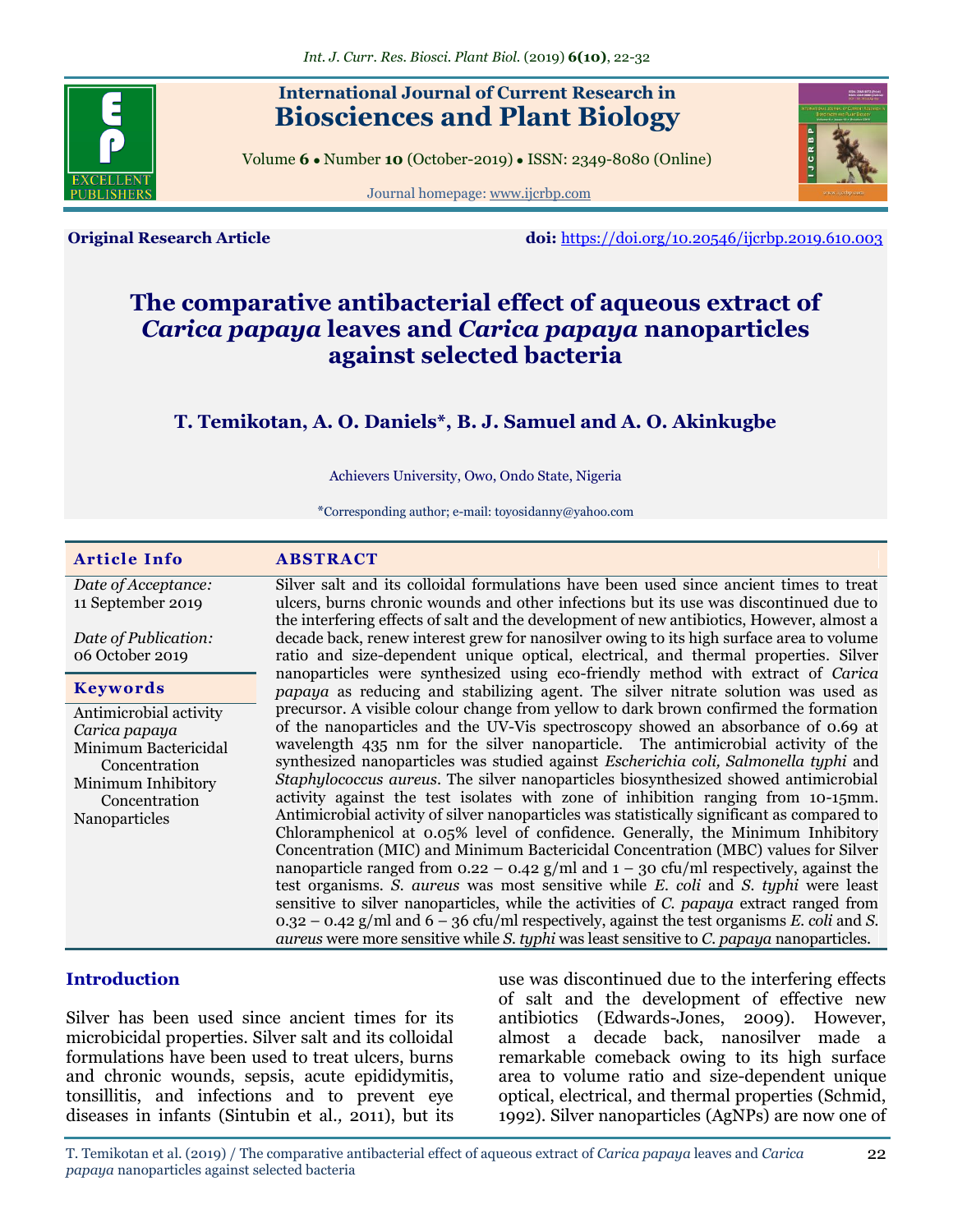# The comparative antibacterial effect of aqueous extract of *Carica papaya* leaves and *Carica papaya* nanoparticles against selected bacteria

**T. Temikotan, A. O. Daniels\*, B. J. Samuel and A. O. Akinkugbe**

Achievers University, Owo, Ondo State, Nigeria

\*Corresponding author; e-mail: toyosidanny@yahoo.com

**Original Research Article**

**doi:** https://doi.org/10.20546/ijcrbp.2019.610.003

## Article Info

*Date of Acceptance:* 11 September 2019

*Date of Publication:* 06 October 2019

## Keywords

Antimicrobial activity
*Carica papaya*
Minimum Bactericidal Concentration
Minimum Inhibitory Concentration
Nanoparticles

## ABSTRACT

Silver salt and its colloidal formulations have been used since ancient times to treat ulcers, burns chronic wounds and other infections but its use was discontinued due to the interfering effects of salt and the development of new antibiotics, However, almost a decade back, renew interest grew for nanosilver owing to its high surface area to volume ratio and size-dependent unique optical, electrical, and thermal properties. Silver nanoparticles were synthesized using eco-friendly method with extract of *Carica papaya* as reducing and stabilizing agent. The silver nitrate solution was used as precursor. A visible colour change from yellow to dark brown confirmed the formation of the nanoparticles and the UV-Vis spectroscopy showed an absorbance of 0.69 at wavelength 435 nm for the silver nanoparticle. The antimicrobial activity of the synthesized nanoparticles was studied against *Escherichia coli, Salmonella typhi* and *Staphylococcus aureus*. The silver nanoparticles biosynthesized showed antimicrobial activity against the test isolates with zone of inhibition ranging from 10-15mm. Antimicrobial activity of silver nanoparticles was statistically significant as compared to Chloramphenicol at 0.05% level of confidence. Generally, the Minimum Inhibitory Concentration (MIC) and Minimum Bactericidal Concentration (MBC) values for Silver nanoparticle ranged from 0.22 – 0.42 g/ml and 1 – 30 cfu/ml respectively, against the test organisms. *S. aureus* was most sensitive while *E. coli* and *S. typhi* were least sensitive to silver nanoparticles, while the activities of *C. papaya* extract ranged from 0.32 – 0.42 g/ml and 6 – 36 cfu/ml respectively, against the test organisms *E. coli* and *S. aureus* were more sensitive while *S. typhi* was least sensitive to *C. papaya* nanoparticles.

## Introduction

Silver has been used since ancient times for its microbicidal properties. Silver salt and its colloidal formulations have been used to treat ulcers, burns and chronic wounds, sepsis, acute epididymitis, tonsillitis, and infections and to prevent eye diseases in infants (Sintubin et al*.,* 2011), but its use was discontinued due to the interfering effects of salt and the development of effective new antibiotics (Edwards-Jones, 2009). However, almost a decade back, nanosilver made a remarkable comeback owing to its high surface area to volume ratio and size-dependent unique optical, electrical, and thermal properties (Schmid, 1992). Silver nanoparticles (AgNPs) are now one of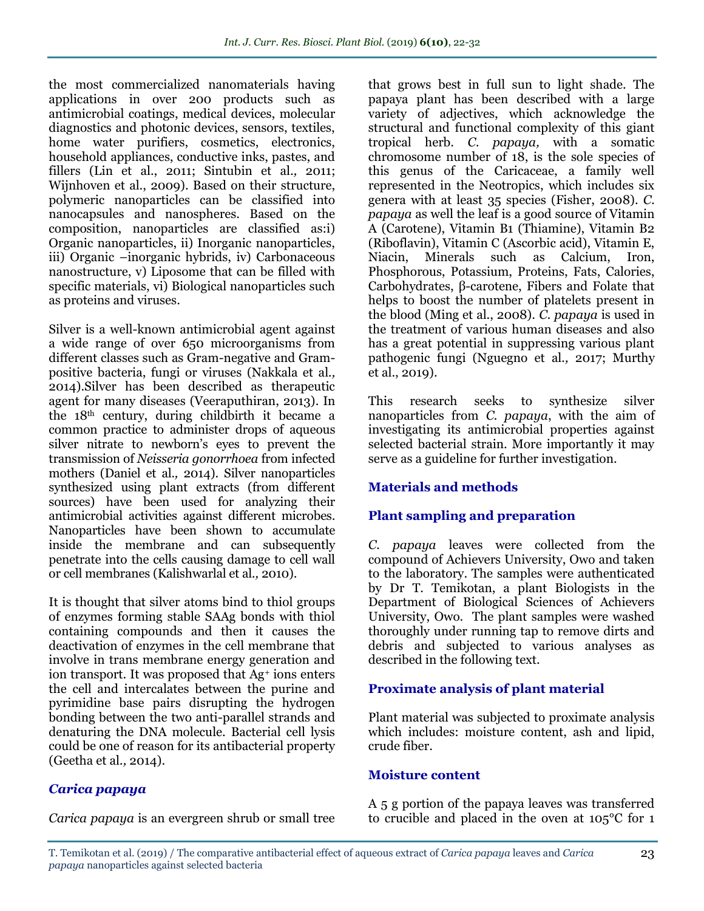the most commercialized nanomaterials having applications in over 200 products such as antimicrobial coatings, medical devices, molecular diagnostics and photonic devices, sensors, textiles, home water purifiers, cosmetics, electronics, household appliances, conductive inks, pastes, and fillers (Lin et al., 2011; Sintubin et al*.,* 2011; Wijnhoven et al., 2009). Based on their structure, polymeric nanoparticles can be classified into nanocapsules and nanospheres. Based on the composition, nanoparticles are classified as:i) Organic nanoparticles, ii) Inorganic nanoparticles, iii) Organic –inorganic hybrids, iv) Carbonaceous nanostructure, v) Liposome that can be filled with specific materials, vi) Biological nanoparticles such as proteins and viruses.

Silver is a well-known antimicrobial agent against a wide range of over 650 microorganisms from different classes such as Gram-negative and Gram-positive bacteria, fungi or viruses (Nakkala et al*.,* 2014).Silver has been described as therapeutic agent for many diseases (Veeraputhiran, 2013). In the 18th century, during childbirth it became a common practice to administer drops of aqueous silver nitrate to newborn's eyes to prevent the transmission of *Neisseria gonorrhoea* from infected mothers (Daniel et al*.,* 2014). Silver nanoparticles synthesized using plant extracts (from different sources) have been used for analyzing their antimicrobial activities against different microbes. Nanoparticles have been shown to accumulate inside the membrane and can subsequently penetrate into the cells causing damage to cell wall or cell membranes (Kalishwarlal et al*.,* 2010).

It is thought that silver atoms bind to thiol groups of enzymes forming stable SAAg bonds with thiol containing compounds and then it causes the deactivation of enzymes in the cell membrane that involve in trans membrane energy generation and ion transport. It was proposed that $Ag^+$ ions enters the cell and intercalates between the purine and pyrimidine base pairs disrupting the hydrogen bonding between the two anti-parallel strands and denaturing the DNA molecule. Bacterial cell lysis could be one of reason for its antibacterial property (Geetha et al*.,* 2014).

## *Carica papaya*

*Carica papaya* is an evergreen shrub or small tree that grows best in full sun to light shade. The papaya plant has been described with a large variety of adjectives, which acknowledge the structural and functional complexity of this giant tropical herb. *C. papaya,* with a somatic chromosome number of 18, is the sole species of this genus of the Caricaceae, a family well represented in the Neotropics, which includes six genera with at least 35 species (Fisher, 2008). *C. papaya* as well the leaf is a good source of Vitamin A (Carotene), Vitamin B1 (Thiamine), Vitamin B2 (Riboflavin), Vitamin C (Ascorbic acid), Vitamin E, Niacin, Minerals such as Calcium, Iron, Phosphorous, Potassium, Proteins, Fats, Calories, Carbohydrates, β-carotene, Fibers and Folate that helps to boost the number of platelets present in the blood (Ming et al., 2008). *C. papaya* is used in the treatment of various human diseases and also has a great potential in suppressing various plant pathogenic fungi (Nguegno et al*.,* 2017; Murthy et al., 2019).

This research seeks to synthesize silver nanoparticles from *C. papaya*, with the aim of investigating its antimicrobial properties against selected bacterial strain. More importantly it may serve as a guideline for further investigation.

## Materials and methods

### Plant sampling and preparation

*C. papaya* leaves were collected from the compound of Achievers University, Owo and taken to the laboratory. The samples were authenticated by Dr T. Temikotan, a plant Biologists in the Department of Biological Sciences of Achievers University, Owo. The plant samples were washed thoroughly under running tap to remove dirts and debris and subjected to various analyses as described in the following text.

### Proximate analysis of plant material

Plant material was subjected to proximate analysis which includes: moisture content, ash and lipid, crude fiber.

### Moisture content

A 5 g portion of the papaya leaves was transferred to crucible and placed in the oven at 105°C for 1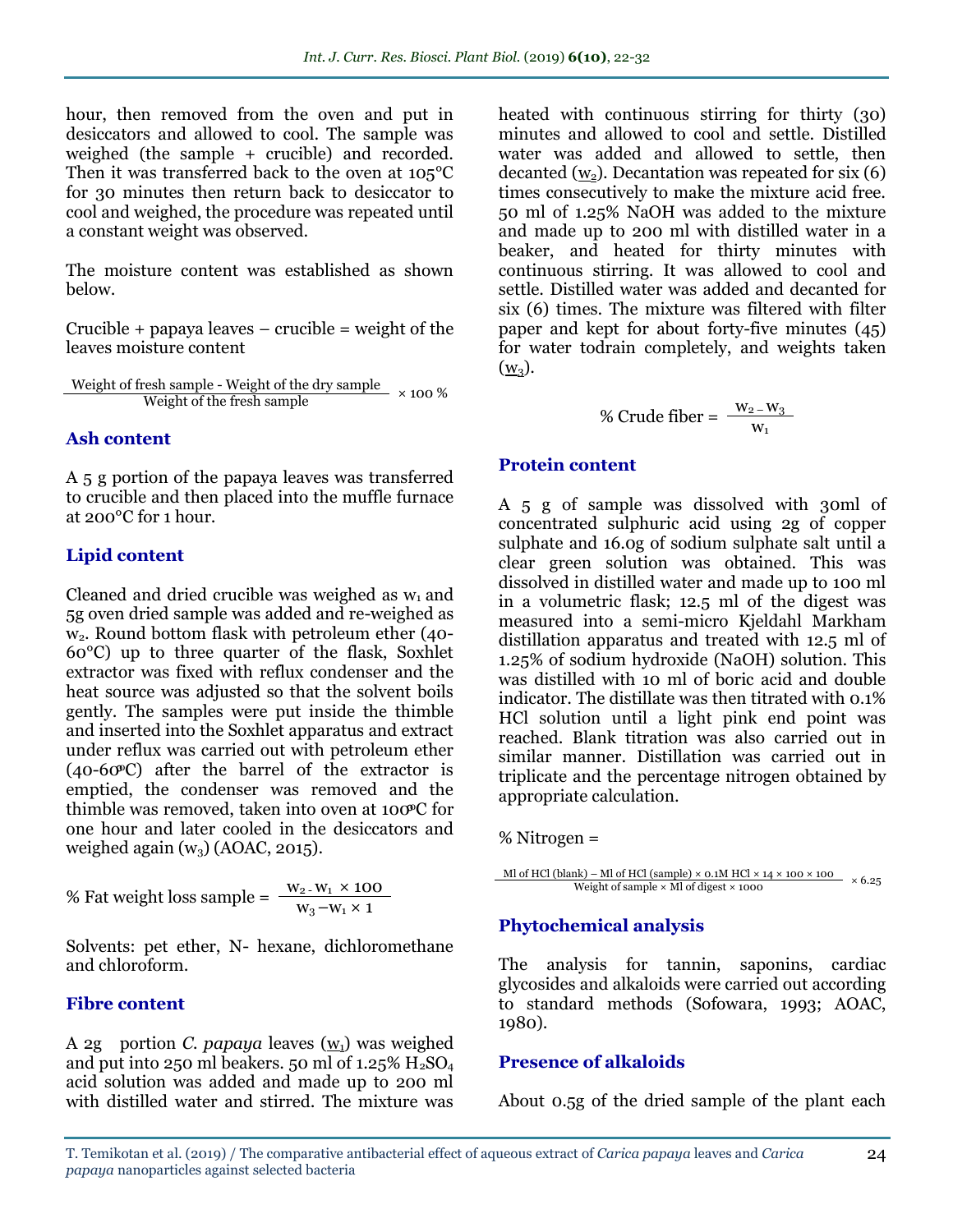hour, then removed from the oven and put in desiccators and allowed to cool. The sample was weighed (the sample + crucible) and recorded. Then it was transferred back to the oven at 105°C for 30 minutes then return back to desiccator to cool and weighed, the procedure was repeated until a constant weight was observed.

The moisture content was established as shown below.

Crucible + papaya leaves – crucible = weight of the leaves moisture content

$$\frac{\text{Weight of fresh sample - Weight of the dry sample}}{\text{Weight of the fresh sample}} \times 100\ \%$$

### Ash content

A 5 g portion of the papaya leaves was transferred to crucible and then placed into the muffle furnace at 200°C for 1 hour.

### Lipid content

Cleaned and dried crucible was weighed as $w_1$ and 5g oven dried sample was added and re-weighed as $w_2$. Round bottom flask with petroleum ether (40-60°C) up to three quarter of the flask, Soxhlet extractor was fixed with reflux condenser and the heat source was adjusted so that the solvent boils gently. The samples were put inside the thimble and inserted into the Soxhlet apparatus and extract under reflux was carried out with petroleum ether (40-60ºC) after the barrel of the extractor is emptied, the condenser was removed and the thimble was removed, taken into oven at 100ºC for one hour and later cooled in the desiccators and weighed again ($w_3$) (AOAC, 2015).

$$\%\ \text{Fat weight loss sample} = \frac{W_2 - W_1 \times 100}{W_3 - W_1 \times 1}$$

Solvents: pet ether, N- hexane, dichloromethane and chloroform.

### Fibre content

A 2g portion *C. papaya* leaves ($w_1$) was weighed and put into 250 ml beakers. 50 ml of 1.25% $H_2SO_4$ acid solution was added and made up to 200 ml with distilled water and stirred. The mixture was heated with continuous stirring for thirty (30) minutes and allowed to cool and settle. Distilled water was added and allowed to settle, then decanted ($w_2$). Decantation was repeated for six (6) times consecutively to make the mixture acid free. 50 ml of 1.25% NaOH was added to the mixture and made up to 200 ml with distilled water in a beaker, and heated for thirty minutes with continuous stirring. It was allowed to cool and settle. Distilled water was added and decanted for six (6) times. The mixture was filtered with filter paper and kept for about forty-five minutes (45) for water todrain completely, and weights taken ($w_3$).

$$\%\ \text{Crude fiber} = \frac{W_2 - W_3}{W_1}$$

### Protein content

A 5 g of sample was dissolved with 30ml of concentrated sulphuric acid using 2g of copper sulphate and 16.0g of sodium sulphate salt until a clear green solution was obtained. This was dissolved in distilled water and made up to 100 ml in a volumetric flask; 12.5 ml of the digest was measured into a semi-micro Kjeldahl Markham distillation apparatus and treated with 12.5 ml of 1.25% of sodium hydroxide (NaOH) solution. This was distilled with 10 ml of boric acid and double indicator. The distillate was then titrated with 0.1% HCl solution until a light pink end point was reached. Blank titration was also carried out in similar manner. Distillation was carried out in triplicate and the percentage nitrogen obtained by appropriate calculation.

% Nitrogen =

$$\frac{\text{Ml of HCl (blank)} - \text{Ml of HCl (sample)} \times 0.1\text{M HCl} \times 14 \times 100 \times 100}{\text{Weight of sample} \times \text{Ml of digest} \times 1000} \times 6.25$$

### Phytochemical analysis

The analysis for tannin, saponins, cardiac glycosides and alkaloids were carried out according to standard methods (Sofowara, 1993; AOAC, 1980).

### Presence of alkaloids

About 0.5g of the dried sample of the plant each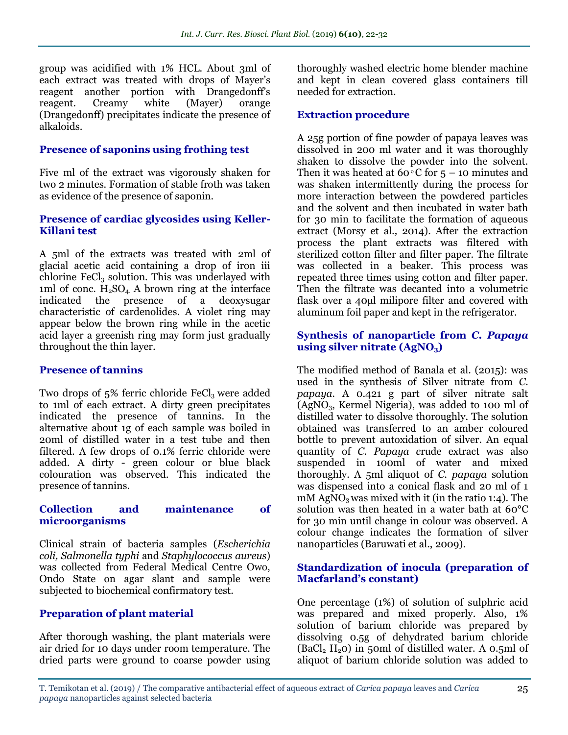group was acidified with 1% HCL. About 3ml of each extract was treated with drops of Mayer's reagent another portion with Drangedonff's reagent. Creamy white (Mayer) orange (Drangedonff) precipitates indicate the presence of alkaloids.

### Presence of saponins using frothing test

Five ml of the extract was vigorously shaken for two 2 minutes. Formation of stable froth was taken as evidence of the presence of saponin.

### Presence of cardiac glycosides using Keller-Killani test

A 5ml of the extracts was treated with 2ml of glacial acetic acid containing a drop of iron iii chlorine $FeCl_3$ solution. This was underlayed with 1ml of conc. $H_2SO_4$. A brown ring at the interface indicated the presence of a deoxysugar characteristic of cardenolides. A violet ring may appear below the brown ring while in the acetic acid layer a greenish ring may form just gradually throughout the thin layer.

### Presence of tannins

Two drops of 5% ferric chloride $FeCl_3$ were added to 1ml of each extract. A dirty green precipitates indicated the presence of tannins. In the alternative about 1g of each sample was boiled in 20ml of distilled water in a test tube and then filtered. A few drops of 0.1% ferric chloride were added. A dirty - green colour or blue black colouration was observed. This indicated the presence of tannins.

### Collection and maintenance of microorganisms

Clinical strain of bacteria samples (*Escherichia coli, Salmonella typhi* and *Staphylococcus aureus*) was collected from Federal Medical Centre Owo, Ondo State on agar slant and sample were subjected to biochemical confirmatory test.

### Preparation of plant material

After thorough washing, the plant materials were air dried for 10 days under room temperature. The dried parts were ground to coarse powder using thoroughly washed electric home blender machine and kept in clean covered glass containers till needed for extraction.

### Extraction procedure

A 25g portion of fine powder of papaya leaves was dissolved in 200 ml water and it was thoroughly shaken to dissolve the powder into the solvent. Then it was heated at 60°C for 5 – 10 minutes and was shaken intermittently during the process for more interaction between the powdered particles and the solvent and then incubated in water bath for 30 min to facilitate the formation of aqueous extract (Morsy et al., 2014). After the extraction process the plant extracts was filtered with sterilized cotton filter and filter paper. The filtrate was collected in a beaker. This process was repeated three times using cotton and filter paper. Then the filtrate was decanted into a volumetric flask over a 40µl milipore filter and covered with aluminum foil paper and kept in the refrigerator.

### Synthesis of nanoparticle from *C. Papaya* using silver nitrate ($AgNO_3$)

The modified method of Banala et al. (2015): was used in the synthesis of Silver nitrate from *C. papaya*. A 0.421 g part of silver nitrate salt ($AgNO_3$, Kermel Nigeria), was added to 100 ml of distilled water to dissolve thoroughly. The solution obtained was transferred to an amber coloured bottle to prevent autoxidation of silver. An equal quantity of *C. Papaya* crude extract was also suspended in 100ml of water and mixed thoroughly. A 5ml aliquot of *C. papaya* solution was dispensed into a conical flask and 20 ml of 1 mM $AgNO_3$ was mixed with it (in the ratio 1:4). The solution was then heated in a water bath at 60°C for 30 min until change in colour was observed. A colour change indicates the formation of silver nanoparticles (Baruwati et al., 2009).

### Standardization of inocula (preparation of Macfarland's constant)

One percentage (1%) of solution of sulphric acid was prepared and mixed properly. Also, 1% solution of barium chloride was prepared by dissolving 0.5g of dehydrated barium chloride ($BaCl_2$ $H_2O$) in 50ml of distilled water. A 0.5ml of aliquot of barium chloride solution was added to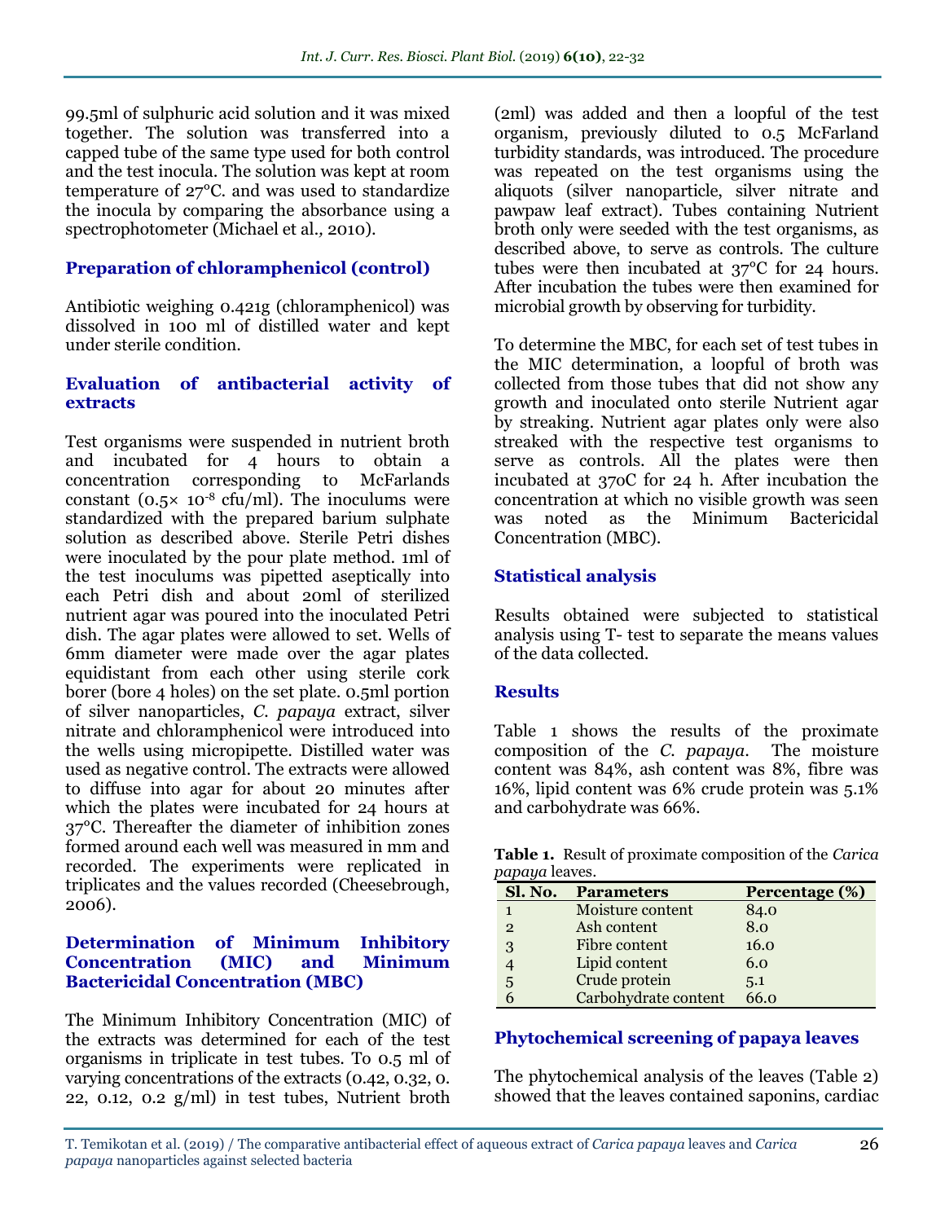99.5ml of sulphuric acid solution and it was mixed together. The solution was transferred into a capped tube of the same type used for both control and the test inocula. The solution was kept at room temperature of 27°C. and was used to standardize the inocula by comparing the absorbance using a spectrophotometer (Michael et al., 2010).

### Preparation of chloramphenicol (control)

Antibiotic weighing 0.421g (chloramphenicol) was dissolved in 100 ml of distilled water and kept under sterile condition.

### Evaluation of antibacterial activity of extracts

Test organisms were suspended in nutrient broth and incubated for 4 hours to obtain a concentration corresponding to McFarlands constant ($0.5\times 10^{-8}$ cfu/ml). The inoculums were standardized with the prepared barium sulphate solution as described above. Sterile Petri dishes were inoculated by the pour plate method. 1ml of the test inoculums was pipetted aseptically into each Petri dish and about 20ml of sterilized nutrient agar was poured into the inoculated Petri dish. The agar plates were allowed to set. Wells of 6mm diameter were made over the agar plates equidistant from each other using sterile cork borer (bore 4 holes) on the set plate. 0.5ml portion of silver nanoparticles, *C. papaya* extract, silver nitrate and chloramphenicol were introduced into the wells using micropipette. Distilled water was used as negative control. The extracts were allowed to diffuse into agar for about 20 minutes after which the plates were incubated for 24 hours at 37°C. Thereafter the diameter of inhibition zones formed around each well was measured in mm and recorded. The experiments were replicated in triplicates and the values recorded (Cheesebrough, 2006).

### Determination of Minimum Inhibitory Concentration (MIC) and Minimum Bactericidal Concentration (MBC)

The Minimum Inhibitory Concentration (MIC) of the extracts was determined for each of the test organisms in triplicate in test tubes. To 0.5 ml of varying concentrations of the extracts (0.42, 0.32, 0. 22, 0.12, 0.2 g/ml) in test tubes, Nutrient broth (2ml) was added and then a loopful of the test organism, previously diluted to 0.5 McFarland turbidity standards, was introduced. The procedure was repeated on the test organisms using the aliquots (silver nanoparticle, silver nitrate and pawpaw leaf extract). Tubes containing Nutrient broth only were seeded with the test organisms, as described above, to serve as controls. The culture tubes were then incubated at 37°C for 24 hours. After incubation the tubes were then examined for microbial growth by observing for turbidity.

To determine the MBC, for each set of test tubes in the MIC determination, a loopful of broth was collected from those tubes that did not show any growth and inoculated onto sterile Nutrient agar by streaking. Nutrient agar plates only were also streaked with the respective test organisms to serve as controls. All the plates were then incubated at 37oC for 24 h. After incubation the concentration at which no visible growth was seen was noted as the Minimum Bactericidal Concentration (MBC).

### Statistical analysis

Results obtained were subjected to statistical analysis using T- test to separate the means values of the data collected.

### Results

Table 1 shows the results of the proximate composition of the *C. papaya*. The moisture content was 84%, ash content was 8%, fibre was 16%, lipid content was 6% crude protein was 5.1% and carbohydrate was 66%.

**Table 1.** Result of proximate composition of the *Carica papaya* leaves.

| Sl. No. | Parameters | Percentage (%) |
|---|---|---|
| 1 | Moisture content | 84.0 |
| 2 | Ash content | 8.0 |
| 3 | Fibre content | 16.0 |
| 4 | Lipid content | 6.0 |
| 5 | Crude protein | 5.1 |
| 6 | Carbohydrate content | 66.0 |

### Phytochemical screening of papaya leaves

The phytochemical analysis of the leaves (Table 2) showed that the leaves contained saponins, cardiac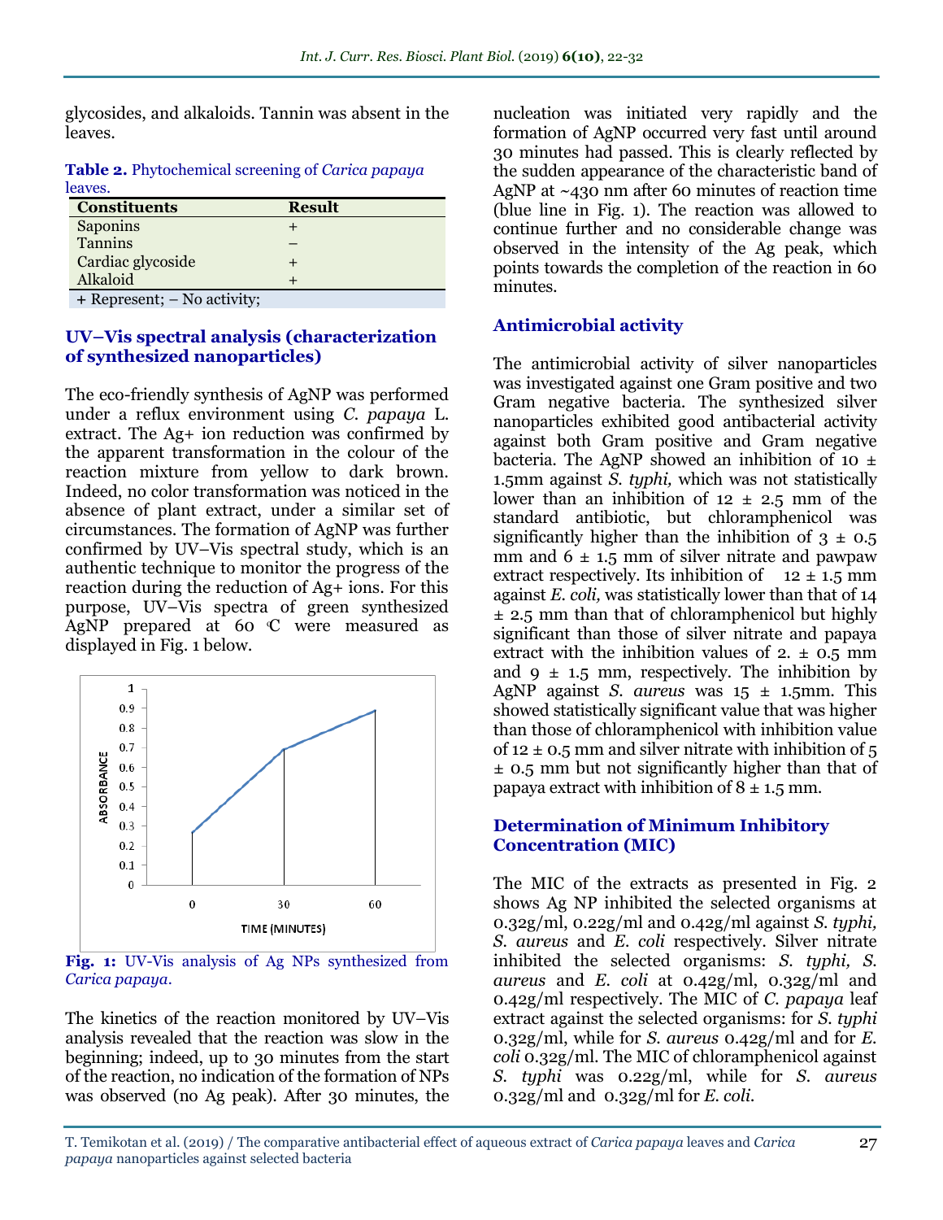glycosides, and alkaloids. Tannin was absent in the leaves.

**Table 2.** Phytochemical screening of *Carica papaya* leaves.

| Constituents | Result |
|---|---|
| Saponins | + |
| Tannins | – |
| Cardiac glycoside | + |
| Alkaloid | + |

+ Represent; – No activity;

## UV–Vis spectral analysis (characterization of synthesized nanoparticles)

The eco-friendly synthesis of AgNP was performed under a reflux environment using *C. papaya* L. extract. The Ag+ ion reduction was confirmed by the apparent transformation in the colour of the reaction mixture from yellow to dark brown. Indeed, no color transformation was noticed in the absence of plant extract, under a similar set of circumstances. The formation of AgNP was further confirmed by UV–Vis spectral study, which is an authentic technique to monitor the progress of the reaction during the reduction of Ag+ ions. For this purpose, UV–Vis spectra of green synthesized AgNP prepared at 60 ◦C were measured as displayed in Fig. 1 below.

**Fig. 1:** UV-Vis analysis of Ag NPs synthesized from *Carica papaya*.

The kinetics of the reaction monitored by UV–Vis analysis revealed that the reaction was slow in the beginning; indeed, up to 30 minutes from the start of the reaction, no indication of the formation of NPs was observed (no Ag peak). After 30 minutes, the nucleation was initiated very rapidly and the formation of AgNP occurred very fast until around 30 minutes had passed. This is clearly reflected by the sudden appearance of the characteristic band of AgNP at ~430 nm after 60 minutes of reaction time (blue line in Fig. 1). The reaction was allowed to continue further and no considerable change was observed in the intensity of the Ag peak, which points towards the completion of the reaction in 60 minutes.

## Antimicrobial activity

The antimicrobial activity of silver nanoparticles was investigated against one Gram positive and two Gram negative bacteria. The synthesized silver nanoparticles exhibited good antibacterial activity against both Gram positive and Gram negative bacteria. The AgNP showed an inhibition of 10 ± 1.5mm against *S. typhi,* which was not statistically lower than an inhibition of 12 ± 2.5 mm of the standard antibiotic, but chloramphenicol was significantly higher than the inhibition of 3 ± 0.5 mm and 6 ± 1.5 mm of silver nitrate and pawpaw extract respectively. Its inhibition of 12 ± 1.5 mm against *E. coli,* was statistically lower than that of 14 ± 2.5 mm than that of chloramphenicol but highly significant than those of silver nitrate and papaya extract with the inhibition values of 2. ± 0.5 mm and 9 ± 1.5 mm, respectively. The inhibition by AgNP against *S. aureus* was 15 ± 1.5mm. This showed statistically significant value that was higher than those of chloramphenicol with inhibition value of 12 ± 0.5 mm and silver nitrate with inhibition of 5 ± 0.5 mm but not significantly higher than that of papaya extract with inhibition of 8 ± 1.5 mm.

## Determination of Minimum Inhibitory Concentration (MIC)

The MIC of the extracts as presented in Fig. 2 shows Ag NP inhibited the selected organisms at 0.32g/ml, 0.22g/ml and 0.42g/ml against *S. typhi, S. aureus* and *E. coli* respectively. Silver nitrate inhibited the selected organisms: *S. typhi, S. aureus* and *E. coli* at 0.42g/ml, 0.32g/ml and 0.42g/ml respectively. The MIC of *C. papaya* leaf extract against the selected organisms: for *S. typhi* 0.32g/ml, while for *S. aureus* 0.42g/ml and for *E. coli* 0.32g/ml. The MIC of chloramphenicol against *S. typhi* was 0.22g/ml, while for *S. aureus* 0.32g/ml and 0.32g/ml for *E. coli.*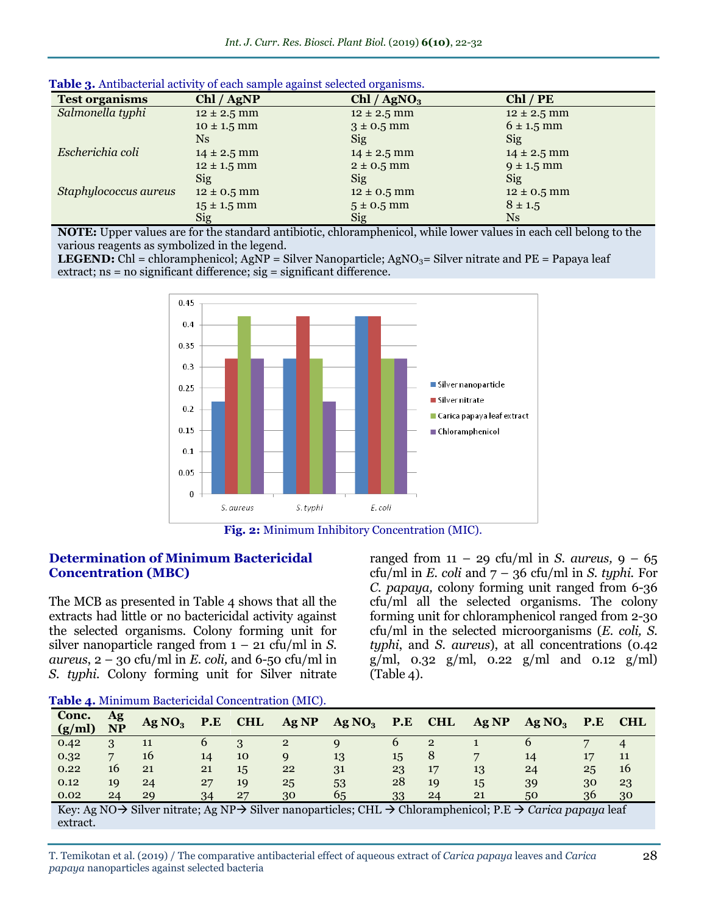**Table 3.** Antibacterial activity of each sample against selected organisms.

| Test organisms | Chl / AgNP | Chl / $AgNO_3$ | Chl / PE |
|---|---|---|---|
| *Salmonella typhi* | 12 ± 2.5 mm | 12 ± 2.5 mm | 12 ± 2.5 mm |
| | 10 ± 1.5 mm | 3 ± 0.5 mm | 6 ± 1.5 mm |
| | Ns | Sig | Sig |
| *Escherichia coli* | 14 ± 2.5 mm | 14 ± 2.5 mm | 14 ± 2.5 mm |
| | 12 ± 1.5 mm | 2 ± 0.5 mm | 9 ± 1.5 mm |
| | Sig | Sig | Sig |
| *Staphylococcus aureus* | 12 ± 0.5 mm | 12 ± 0.5 mm | 12 ± 0.5 mm |
| | 15 ± 1.5 mm | 5 ± 0.5 mm | 8 ± 1.5 |
| | Sig | Sig | Ns |

**NOTE:** Upper values are for the standard antibiotic, chloramphenicol, while lower values in each cell belong to the various reagents as symbolized in the legend.
**LEGEND:** Chl = chloramphenicol; AgNP = Silver Nanoparticle; $AgNO_3$= Silver nitrate and PE = Papaya leaf extract; ns = no significant difference; sig = significant difference.

**Fig. 2:** Minimum Inhibitory Concentration (MIC).

## Determination of Minimum Bactericidal Concentration (MBC)

The MCB as presented in Table 4 shows that all the extracts had little or no bactericidal activity against the selected organisms. Colony forming unit for silver nanoparticle ranged from 1 – 21 cfu/ml in *S. aureus*, 2 – 30 cfu/ml in *E. coli,* and 6-50 cfu/ml in *S. typhi*. Colony forming unit for Silver nitrate ranged from 11 – 29 cfu/ml in *S. aureus,* 9 – 65 cfu/ml in *E. coli* and 7 – 36 cfu/ml in *S. typhi.* For *C. papaya,* colony forming unit ranged from 6-36 cfu/ml all the selected organisms. The colony forming unit for chloramphenicol ranged from 2-30 cfu/ml in the selected microorganisms (*E. coli, S. typhi*, and *S. aureus*), at all concentrations (0.42 g/ml, 0.32 g/ml, 0.22 g/ml and 0.12 g/ml) (Table 4).

**Table 4.** Minimum Bactericidal Concentration (MIC).

| Conc. (g/ml) | Ag NP | Ag $NO_3$ | P.E | CHL | Ag NP | Ag $NO_3$ | P.E | CHL | Ag NP | Ag $NO_3$ | P.E | CHL |
|---|---|---|---|---|---|---|---|---|---|---|---|---|
| 0.42 | 3 | 11 | 6 | 3 | 2 | 9 | 6 | 2 | 1 | 6 | 7 | 4 |
| 0.32 | 7 | 16 | 14 | 10 | 9 | 13 | 15 | 8 | 7 | 14 | 17 | 11 |
| 0.22 | 16 | 21 | 21 | 15 | 22 | 31 | 23 | 17 | 13 | 24 | 25 | 16 |
| 0.12 | 19 | 24 | 27 | 19 | 25 | 53 | 28 | 19 | 15 | 39 | 30 | 23 |
| 0.02 | 24 | 29 | 34 | 27 | 30 | 65 | 33 | 24 | 21 | 50 | 36 | 30 |

Key: Ag NO→ Silver nitrate; Ag NP→ Silver nanoparticles; CHL → Chloramphenicol; P.E → *Carica papaya* leaf extract.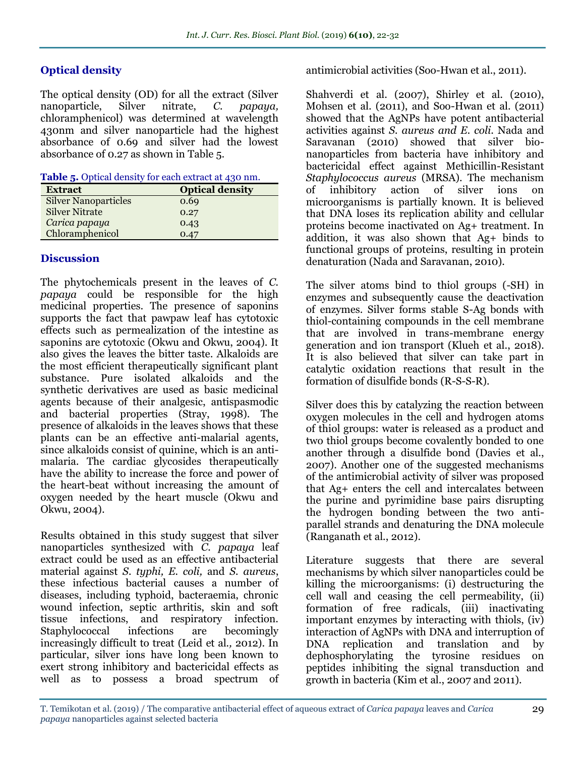## Optical density

The optical density (OD) for all the extract (Silver nanoparticle, Silver nitrate, *C. papaya,* chloramphenicol) was determined at wavelength 430nm and silver nanoparticle had the highest absorbance of 0.69 and silver had the lowest absorbance of 0.27 as shown in Table 5.

**Table 5.** Optical density for each extract at 430 nm.

| Extract | Optical density |
|---|---|
| Silver Nanoparticles | 0.69 |
| Silver Nitrate | 0.27 |
| *Carica papaya* | 0.43 |
| Chloramphenicol | 0.47 |

## Discussion

The phytochemicals present in the leaves of *C. papaya* could be responsible for the high medicinal properties. The presence of saponins supports the fact that pawpaw leaf has cytotoxic effects such as permealization of the intestine as saponins are cytotoxic (Okwu and Okwu, 2004). It also gives the leaves the bitter taste. Alkaloids are the most efficient therapeutically significant plant substance. Pure isolated alkaloids and the synthetic derivatives are used as basic medicinal agents because of their analgesic, antispasmodic and bacterial properties (Stray, 1998). The presence of alkaloids in the leaves shows that these plants can be an effective anti-malarial agents, since alkaloids consist of quinine, which is an anti-malaria. The cardiac glycosides therapeutically have the ability to increase the force and power of the heart-beat without increasing the amount of oxygen needed by the heart muscle (Okwu and Okwu, 2004).

Results obtained in this study suggest that silver nanoparticles synthesized with *C. papaya* leaf extract could be used as an effective antibacterial material against *S. typhi, E. coli,* and *S. aureus*, these infectious bacterial causes a number of diseases, including typhoid, bacteraemia, chronic wound infection, septic arthritis, skin and soft tissue infections, and respiratory infection. Staphylococcal infections are becomingly increasingly difficult to treat (Leid et al*.,* 2012). In particular, silver ions have long been known to exert strong inhibitory and bactericidal effects as well as to possess a broad spectrum of antimicrobial activities (Soo-Hwan et al., 2011).

Shahverdi et al. (2007), Shirley et al. (2010), Mohsen et al. (2011), and Soo-Hwan et al. (2011) showed that the AgNPs have potent antibacterial activities against *S. aureus and E. coli*. Nada and Saravanan (2010) showed that silver bio-nanoparticles from bacteria have inhibitory and bactericidal effect against Methicillin-Resistant *Staphylococcus aureus* (MRSA). The mechanism of inhibitory action of silver ions on microorganisms is partially known. It is believed that DNA loses its replication ability and cellular proteins become inactivated on $Ag^+$ treatment. In addition, it was also shown that $Ag^+$ binds to functional groups of proteins, resulting in protein denaturation (Nada and Saravanan, 2010).

The silver atoms bind to thiol groups (-SH) in enzymes and subsequently cause the deactivation of enzymes. Silver forms stable S-Ag bonds with thiol-containing compounds in the cell membrane that are involved in trans-membrane energy generation and ion transport (Klueh et al., 2018). It is also believed that silver can take part in catalytic oxidation reactions that result in the formation of disulfide bonds (R-S-S-R).

Silver does this by catalyzing the reaction between oxygen molecules in the cell and hydrogen atoms of thiol groups: water is released as a product and two thiol groups become covalently bonded to one another through a disulfide bond (Davies et al., 2007). Another one of the suggested mechanisms of the antimicrobial activity of silver was proposed that $Ag^+$ enters the cell and intercalates between the purine and pyrimidine base pairs disrupting the hydrogen bonding between the two anti-parallel strands and denaturing the DNA molecule (Ranganath et al., 2012).

Literature suggests that there are several mechanisms by which silver nanoparticles could be killing the microorganisms: (i) destructuring the cell wall and ceasing the cell permeability, (ii) formation of free radicals, (iii) inactivating important enzymes by interacting with thiols, (iv) interaction of AgNPs with DNA and interruption of DNA replication and translation and by dephosphorylating the tyrosine residues on peptides inhibiting the signal transduction and growth in bacteria (Kim et al., 2007 and 2011).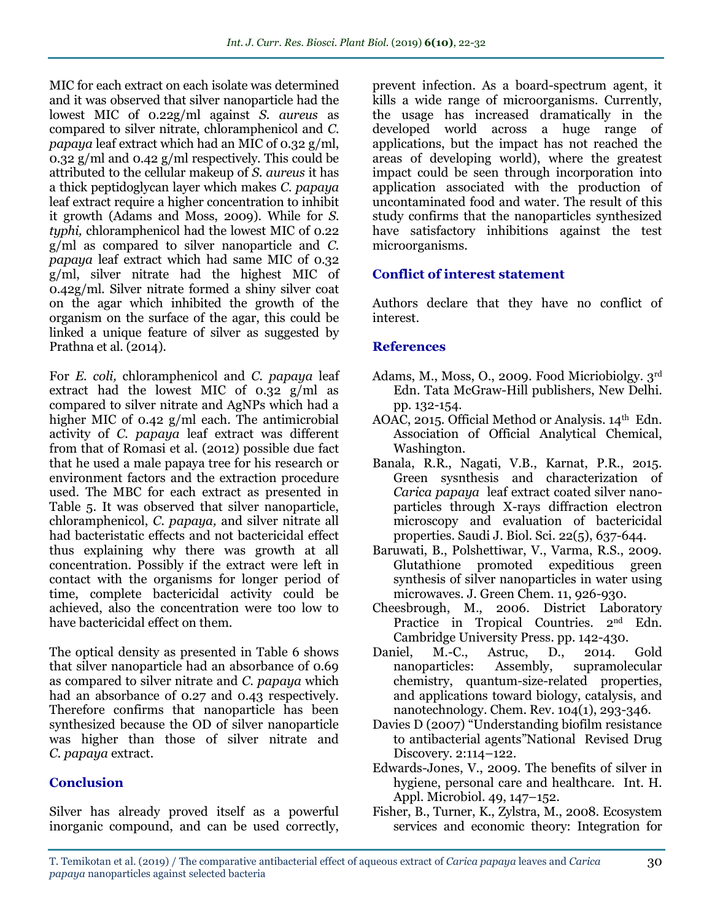MIC for each extract on each isolate was determined and it was observed that silver nanoparticle had the lowest MIC of 0.22g/ml against *S. aureus* as compared to silver nitrate, chloramphenicol and *C. papaya* leaf extract which had an MIC of 0.32 g/ml, 0.32 g/ml and 0.42 g/ml respectively. This could be attributed to the cellular makeup of *S. aureus* it has a thick peptidoglycan layer which makes *C. papaya* leaf extract require a higher concentration to inhibit it growth (Adams and Moss, 2009). While for *S. typhi,* chloramphenicol had the lowest MIC of 0.22 g/ml as compared to silver nanoparticle and *C. papaya* leaf extract which had same MIC of 0.32 g/ml, silver nitrate had the highest MIC of 0.42g/ml. Silver nitrate formed a shiny silver coat on the agar which inhibited the growth of the organism on the surface of the agar, this could be linked a unique feature of silver as suggested by Prathna et al. (2014).

For *E. coli,* chloramphenicol and *C. papaya* leaf extract had the lowest MIC of 0.32 g/ml as compared to silver nitrate and AgNPs which had a higher MIC of 0.42 g/ml each. The antimicrobial activity of *C. papaya* leaf extract was different from that of Romasi et al. (2012) possible due fact that he used a male papaya tree for his research or environment factors and the extraction procedure used. The MBC for each extract as presented in Table 5. It was observed that silver nanoparticle, chloramphenicol, *C. papaya,* and silver nitrate all had bacteristatic effects and not bactericidal effect thus explaining why there was growth at all concentration. Possibly if the extract were left in contact with the organisms for longer period of time, complete bactericidal activity could be achieved, also the concentration were too low to have bactericidal effect on them.

The optical density as presented in Table 6 shows that silver nanoparticle had an absorbance of 0.69 as compared to silver nitrate and *C. papaya* which had an absorbance of 0.27 and 0.43 respectively. Therefore confirms that nanoparticle has been synthesized because the OD of silver nanoparticle was higher than those of silver nitrate and *C. papaya* extract.

## Conclusion

Silver has already proved itself as a powerful inorganic compound, and can be used correctly, prevent infection. As a board-spectrum agent, it kills a wide range of microorganisms. Currently, the usage has increased dramatically in the developed world across a huge range of applications, but the impact has not reached the areas of developing world), where the greatest impact could be seen through incorporation into application associated with the production of uncontaminated food and water. The result of this study confirms that the nanoparticles synthesized have satisfactory inhibitions against the test microorganisms.

## Conflict of interest statement

Authors declare that they have no conflict of interest.

## References

Adams, M., Moss, O., 2009. Food Micriobiolgy. 3rd Edn. Tata McGraw-Hill publishers, New Delhi. pp. 132-154.

AOAC, 2015. Official Method or Analysis. 14th Edn. Association of Official Analytical Chemical, Washington.

Banala, R.R., Nagati, V.B., Karnat, P.R., 2015. Green sysnthesis and characterization of *Carica papaya* leaf extract coated silver nano-particles through X-rays diffraction electron microscopy and evaluation of bactericidal properties. Saudi J. Biol. Sci. 22(5), 637-644.

Baruwati, B., Polshettiwar, V., Varma, R.S., 2009. Glutathione promoted expeditious green synthesis of silver nanoparticles in water using microwaves. J. Green Chem. 11, 926-930.

Cheesbrough, M., 2006. District Laboratory Practice in Tropical Countries. 2nd Edn. Cambridge University Press. pp. 142-430.

Daniel, M.-C., Astruc, D., 2014. Gold nanoparticles: Assembly, supramolecular chemistry, quantum-size-related properties, and applications toward biology, catalysis, and nanotechnology. Chem. Rev. 104(1), 293-346.

Davies D (2007) "Understanding biofilm resistance to antibacterial agents"National Revised Drug Discovery. 2:114–122.

Edwards-Jones, V., 2009. The benefits of silver in hygiene, personal care and healthcare. Int. H. Appl. Microbiol. 49, 147–152.

Fisher, B., Turner, K., Zylstra, M., 2008. Ecosystem services and economic theory: Integration for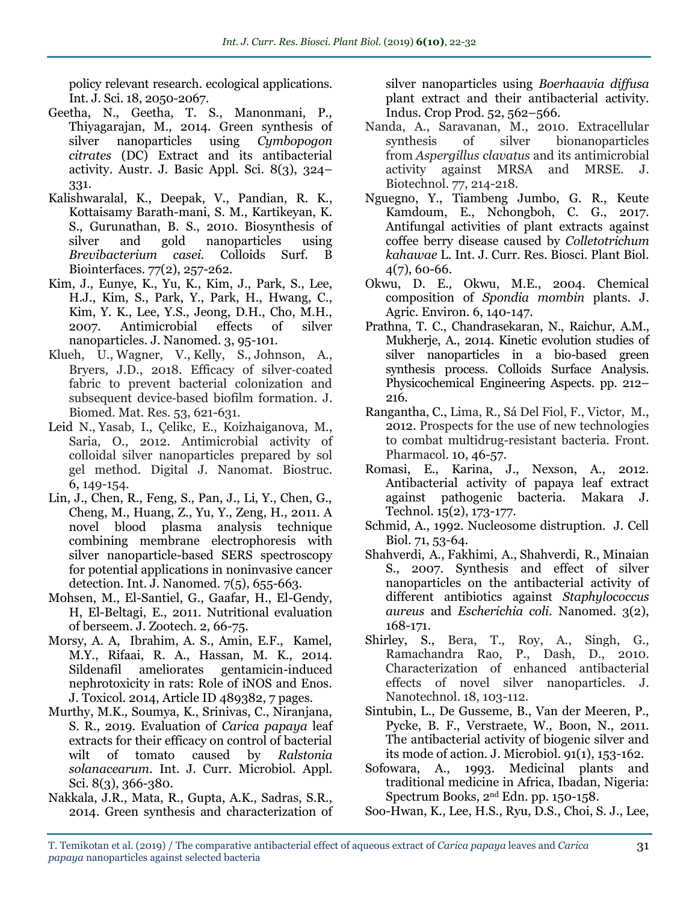policy relevant research. ecological applications. Int. J. Sci. 18, 2050-2067.

Geetha, N., Geetha, T. S., Manonmani, P., Thiyagarajan, M., 2014. Green synthesis of silver nanoparticles using *Cymbopogon citrates* (DC) Extract and its antibacterial activity. Austr. J. Basic Appl. Sci. 8(3), 324–331.

Kalishwaralal, K., Deepak, V., Pandian, R. K., Kottaisamy Barath-mani, S. M., Kartikeyan, K. S., Gurunathan, B. S., 2010. Biosynthesis of silver and gold nanoparticles using *Brevibacterium casei.* Colloids Surf. B Biointerfaces. 77(2), 257-262.

Kim, J., Eunye, K., Yu, K., Kim, J., Park, S., Lee, H.J., Kim, S., Park, Y., Park, H., Hwang, C., Kim, Y. K., Lee, Y.S., Jeong, D.H., Cho, M.H., 2007. Antimicrobial effects of silver nanoparticles. J. Nanomed. 3, 95-101.

Klueh, U., Wagner, V., Kelly, S., Johnson, A., Bryers, J.D., 2018. Efficacy of silver-coated fabric to prevent bacterial colonization and subsequent device-based biofilm formation. J. Biomed. Mat. Res. 53, 621-631.

Leid N., Yasab, I., Çelikc, E., Koizhaiganova, M., Saria, O., 2012. Antimicrobial activity of colloidal silver nanoparticles prepared by sol gel method. Digital J. Nanomat. Biostruc. 6, 149-154.

Lin, J., Chen, R., Feng, S., Pan, J., Li, Y., Chen, G., Cheng, M., Huang, Z., Yu, Y., Zeng, H., 2011. A novel blood plasma analysis technique combining membrane electrophoresis with silver nanoparticle-based SERS spectroscopy for potential applications in noninvasive cancer detection. Int. J. Nanomed. 7(5), 655-663.

Mohsen, M., El-Santiel, G., Gaafar, H., El-Gendy, H, El-Beltagi, E., 2011. Nutritional evaluation of berseem. J. Zootech. 2, 66-75.

Morsy, A. A, Ibrahim, A. S., Amin, E.F., Kamel, M.Y., Rifaai, R. A., Hassan, M. K., 2014. Sildenafil ameliorates gentamicin-induced nephrotoxicity in rats: Role of iNOS and Enos. J. Toxicol. 2014, Article ID 489382, 7 pages.

Murthy, M.K., Soumya, K., Srinivas, C., Niranjana, S. R., 2019. Evaluation of *Carica papaya* leaf extracts for their efficacy on control of bacterial wilt of tomato caused by *Ralstonia solanacearum*. Int. J. Curr. Microbiol. Appl. Sci. 8(3), 366-380.

Nakkala, J.R., Mata, R., Gupta, A.K., Sadras, S.R., 2014. Green synthesis and characterization of silver nanoparticles using *Boerhaavia diffusa* plant extract and their antibacterial activity. Indus. Crop Prod. 52, 562–566.

Nanda, A., Saravanan, M., 2010. Extracellular synthesis of silver bionanoparticles from *Aspergillus clavatus* and its antimicrobial activity against MRSA and MRSE. J. Biotechnol. 77, 214-218.

Nguegno, Y., Tiambeng Jumbo, G. R., Keute Kamdoum, E., Nchongboh, C. G., 2017. Antifungal activities of plant extracts against coffee berry disease caused by *Colletotrichum kahawae* L. Int. J. Curr. Res. Biosci. Plant Biol. 4(7), 60-66.

Okwu, D. E., Okwu, M.E., 2004. Chemical composition of *Spondia mombin* plants. J. Agric. Environ. 6, 140-147.

Prathna, T. C., Chandrasekaran, N., Raichur, A.M., Mukherje, A., 2014. Kinetic evolution studies of silver nanoparticles in a bio-based green synthesis process. Colloids Surface Analysis. Physicochemical Engineering Aspects. pp. 212–216.

Ranganatha, C., Lima, R., Sá Del Fiol, F., Victor, M., 2012. Prospects for the use of new technologies to combat multidrug-resistant bacteria. Front. Pharmacol. 10, 46-57.

Romasi, E., Karina, J., Nexson, A., 2012. Antibacterial activity of papaya leaf extract against pathogenic bacteria. Makara J. Technol. 15(2), 173-177.

Schmid, A., 1992. Nucleosome distruption. J. Cell Biol. 71, 53-64.

Shahverdi, A., Fakhimi, A., Shahverdi, R., Minaian S., 2007. Synthesis and effect of silver nanoparticles on the antibacterial activity of different antibiotics against *Staphylococcus aureus* and *Escherichia coli.* Nanomed. 3(2), 168-171.

Shirley, S., Bera, T., Roy, A., Singh, G., Ramachandra Rao, P., Dash, D., 2010. Characterization of enhanced antibacterial effects of novel silver nanoparticles. J. Nanotechnol. 18, 103-112.

Sintubin, L., De Gusseme, B., Van der Meeren, P., Pycke, B. F., Verstraete, W., Boon, N., 2011. The antibacterial activity of biogenic silver and its mode of action. J. Microbiol. 91(1), 153-162.

Sofowara, A., 1993. Medicinal plants and traditional medicine in Africa, Ibadan, Nigeria: Spectrum Books, 2nd Edn. pp. 150-158.

Soo-Hwan, K., Lee, H.S., Ryu, D.S., Choi, S. J., Lee,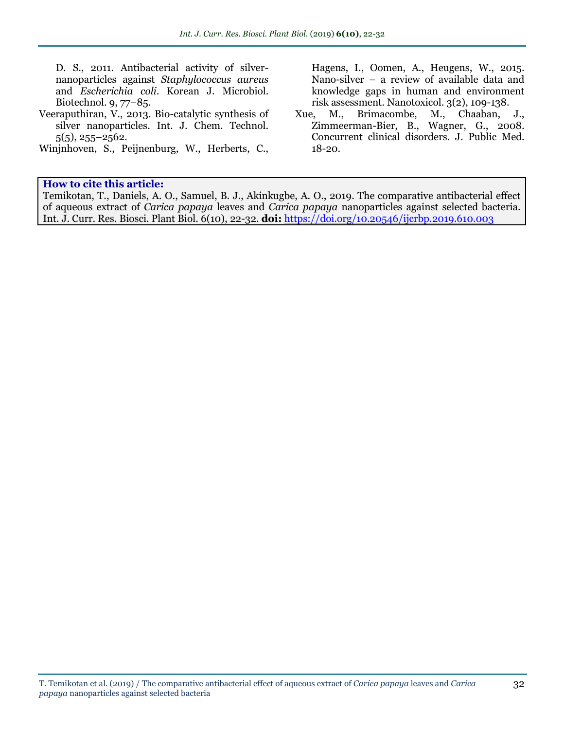D. S., 2011. Antibacterial activity of silver-nanoparticles against *Staphylococcus aureus* and *Escherichia coli*. Korean J. Microbiol. Biotechnol. 9, 77–85.

Veeraputhiran, V., 2013. Bio-catalytic synthesis of silver nanoparticles. Int. J. Chem. Technol. 5(5), 255–2562.

Winjnhoven, S., Peijnenburg, W., Herberts, C., Hagens, I., Oomen, A., Heugens, W., 2015. Nano-silver – a review of available data and knowledge gaps in human and environment risk assessment. Nanotoxicol. 3(2), 109-138.

Xue, M., Brimacombe, M., Chaaban, J., Zimmeerman-Bier, B., Wagner, G., 2008. Concurrent clinical disorders. J. Public Med. 18-20.

**How to cite this article:**

Temikotan, T., Daniels, A. O., Samuel, B. J., Akinkugbe, A. O., 2019. The comparative antibacterial effect of aqueous extract of *Carica papaya* leaves and *Carica papaya* nanoparticles against selected bacteria. Int. J. Curr. Res. Biosci. Plant Biol. 6(10), 22-32. **doi:** https://doi.org/10.20546/ijcrbp.2019.610.003